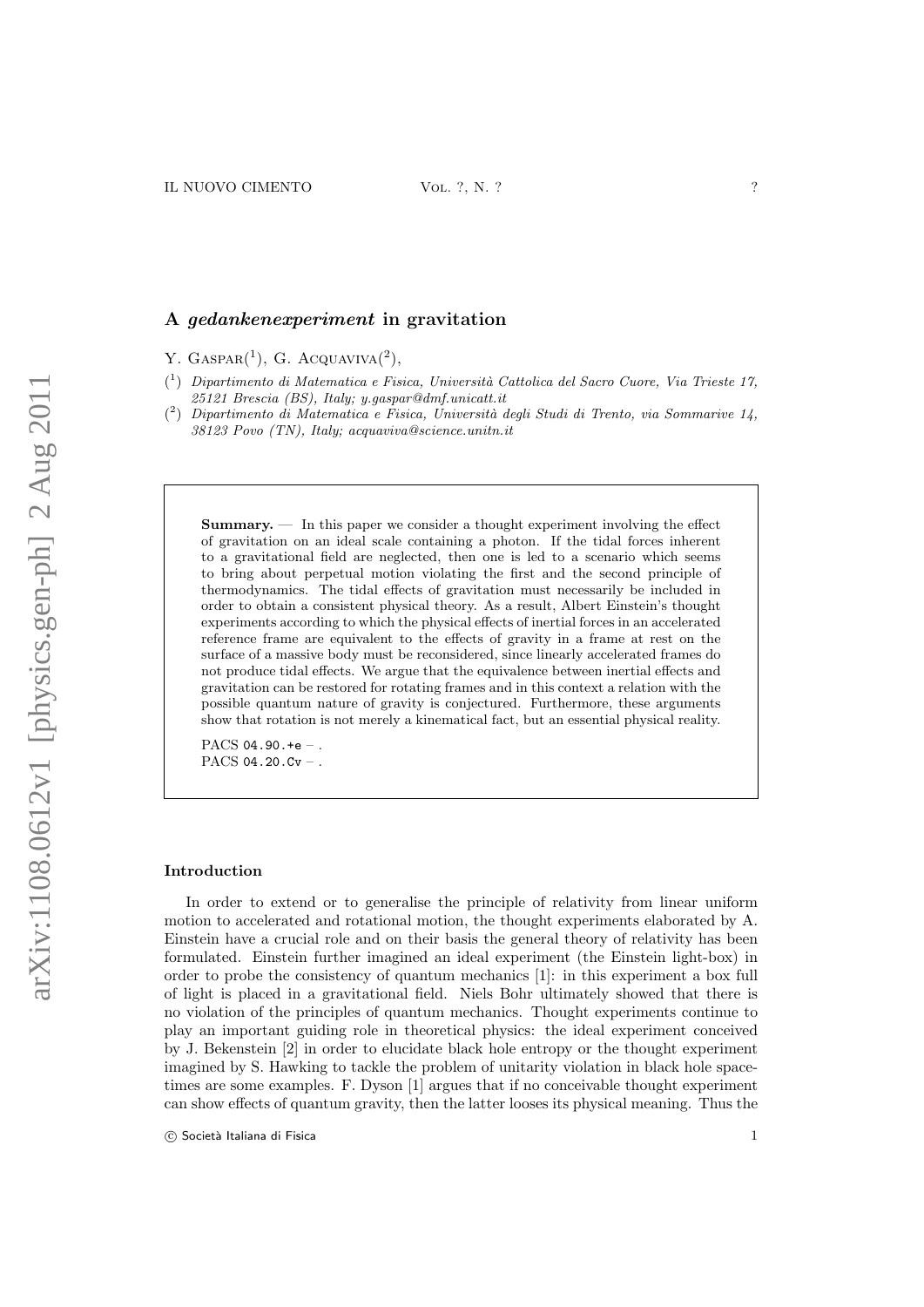# A *gedankenexperiment* in gravitation

Y. Gaspar(1), G. Acquaviva(2),

(1) *Dipartimento di Matematica e Fisica, Università Cattolica del Sacro Cuore, Via Trieste 17, 25121 Brescia (BS), Italy; y.gaspar@dmf.unicatt.it*

(2) *Dipartimento di Matematica e Fisica, Università degli Studi di Trento, via Sommarive 14, 38123 Povo (TN), Italy; acquaviva@science.unitn.it*

**Summary.** — In this paper we consider a thought experiment involving the effect of gravitation on an ideal scale containing a photon. If the tidal forces inherent to a gravitational field are neglected, then one is led to a scenario which seems to bring about perpetual motion violating the first and the second principle of thermodynamics. The tidal effects of gravitation must necessarily be included in order to obtain a consistent physical theory. As a result, Albert Einstein's thought experiments according to which the physical effects of inertial forces in an accelerated reference frame are equivalent to the effects of gravity in a frame at rest on the surface of a massive body must be reconsidered, since linearly accelerated frames do not produce tidal effects. We argue that the equivalence between inertial effects and gravitation can be restored for rotating frames and in this context a relation with the possible quantum nature of gravity is conjectured. Furthermore, these arguments show that rotation is not merely a kinematical fact, but an essential physical reality.

PACS 04.90.+e – .
PACS 04.20.Cv – .

## Introduction

In order to extend or to generalise the principle of relativity from linear uniform motion to accelerated and rotational motion, the thought experiments elaborated by A. Einstein have a crucial role and on their basis the general theory of relativity has been formulated. Einstein further imagined an ideal experiment (the Einstein light-box) in order to probe the consistency of quantum mechanics [1]: in this experiment a box full of light is placed in a gravitational field. Niels Bohr ultimately showed that there is no violation of the principles of quantum mechanics. Thought experiments continue to play an important guiding role in theoretical physics: the ideal experiment conceived by J. Bekenstein [2] in order to elucidate black hole entropy or the thought experiment imagined by S. Hawking to tackle the problem of unitarity violation in black hole space-times are some examples. F. Dyson [1] argues that if no conceivable thought experiment can show effects of quantum gravity, then the latter looses its physical meaning. Thus the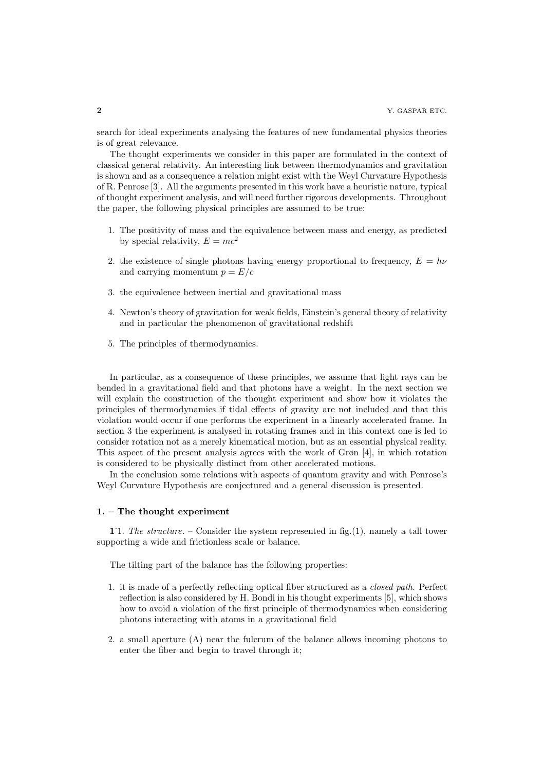search for ideal experiments analysing the features of new fundamental physics theories is of great relevance.

The thought experiments we consider in this paper are formulated in the context of classical general relativity. An interesting link between thermodynamics and gravitation is shown and as a consequence a relation might exist with the Weyl Curvature Hypothesis of R. Penrose [3]. All the arguments presented in this work have a heuristic nature, typical of thought experiment analysis, and will need further rigorous developments. Throughout the paper, the following physical principles are assumed to be true:

1. The positivity of mass and the equivalence between mass and energy, as predicted by special relativity, $E = mc^2$
2. the existence of single photons having energy proportional to frequency, $E = h\nu$ and carrying momentum $p = E/c$
3. the equivalence between inertial and gravitational mass
4. Newton's theory of gravitation for weak fields, Einstein's general theory of relativity and in particular the phenomenon of gravitational redshift
5. The principles of thermodynamics.

In particular, as a consequence of these principles, we assume that light rays can be bended in a gravitational field and that photons have a weight. In the next section we will explain the construction of the thought experiment and show how it violates the principles of thermodynamics if tidal effects of gravity are not included and that this violation would occur if one performs the experiment in a linearly accelerated frame. In section 3 the experiment is analysed in rotating frames and in this context one is led to consider rotation not as a merely kinematical motion, but as an essential physical reality. This aspect of the present analysis agrees with the work of Grøn [4], in which rotation is considered to be physically distinct from other accelerated motions.

In the conclusion some relations with aspects of quantum gravity and with Penrose's Weyl Curvature Hypothesis are conjectured and a general discussion is presented.

## 1. – The thought experiment

**1·1.** *The structure.* – Consider the system represented in fig.(1), namely a tall tower supporting a wide and frictionless scale or balance.

The tilting part of the balance has the following properties:

1. it is made of a perfectly reflecting optical fiber structured as a *closed path*. Perfect reflection is also considered by H. Bondi in his thought experiments [5], which shows how to avoid a violation of the first principle of thermodynamics when considering photons interacting with atoms in a gravitational field
2. a small aperture (A) near the fulcrum of the balance allows incoming photons to enter the fiber and begin to travel through it;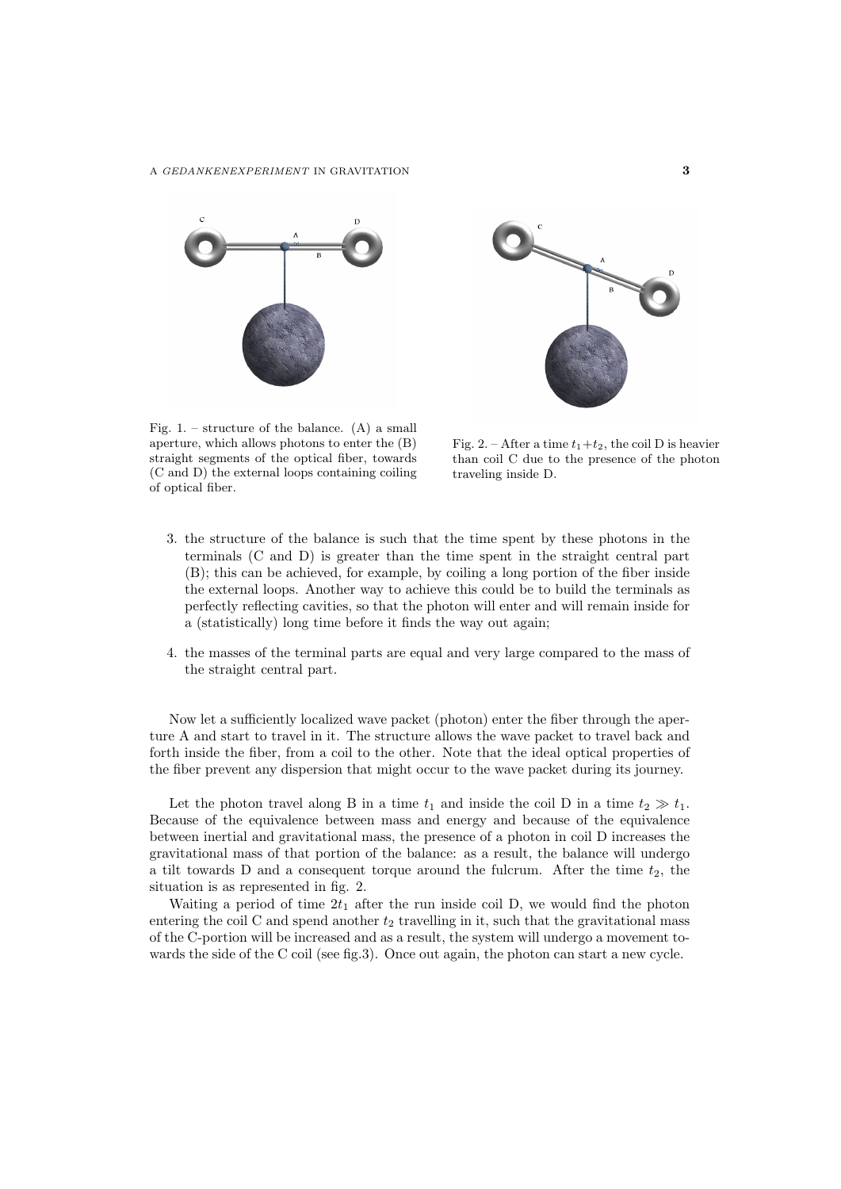Fig. 1. – structure of the balance. (A) a small aperture, which allows photons to enter the (B) straight segments of the optical fiber, towards (C and D) the external loops containing coiling of optical fiber.

Fig. 2. – After a time $t_1+t_2$, the coil D is heavier than coil C due to the presence of the photon traveling inside D.

3. the structure of the balance is such that the time spent by these photons in the terminals (C and D) is greater than the time spent in the straight central part (B); this can be achieved, for example, by coiling a long portion of the fiber inside the external loops. Another way to achieve this could be to build the terminals as perfectly reflecting cavities, so that the photon will enter and will remain inside for a (statistically) long time before it finds the way out again;

4. the masses of the terminal parts are equal and very large compared to the mass of the straight central part.

Now let a sufficiently localized wave packet (photon) enter the fiber through the aperture A and start to travel in it. The structure allows the wave packet to travel back and forth inside the fiber, from a coil to the other. Note that the ideal optical properties of the fiber prevent any dispersion that might occur to the wave packet during its journey.

Let the photon travel along B in a time $t_1$ and inside the coil D in a time $t_2 \gg t_1$. Because of the equivalence between mass and energy and because of the equivalence between inertial and gravitational mass, the presence of a photon in coil D increases the gravitational mass of that portion of the balance: as a result, the balance will undergo a tilt towards D and a consequent torque around the fulcrum. After the time $t_2$, the situation is as represented in fig. 2.

Waiting a period of time $2t_1$ after the run inside coil D, we would find the photon entering the coil C and spend another $t_2$ travelling in it, such that the gravitational mass of the C-portion will be increased and as a result, the system will undergo a movement towards the side of the C coil (see fig.3). Once out again, the photon can start a new cycle.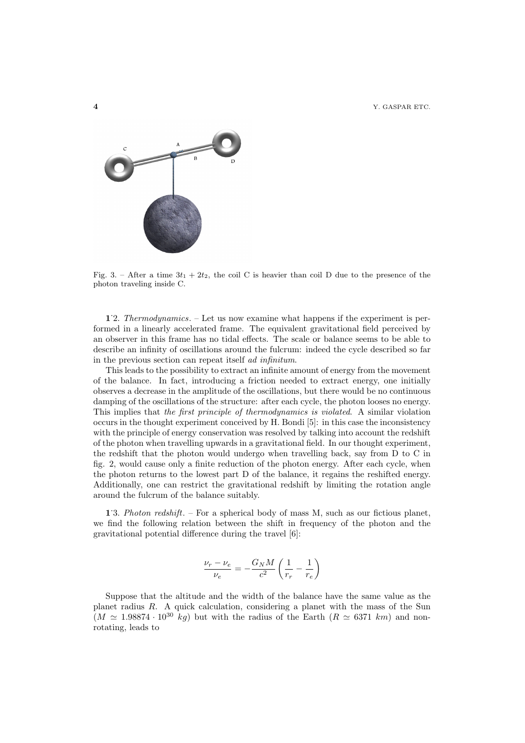Fig. 3. – After a time $3t_1 + 2t_2$, the coil C is heavier than coil D due to the presence of the photon traveling inside C.

**1·2.** *Thermodynamics.* – Let us now examine what happens if the experiment is performed in a linearly accelerated frame. The equivalent gravitational field perceived by an observer in this frame has no tidal effects. The scale or balance seems to be able to describe an infinity of oscillations around the fulcrum: indeed the cycle described so far in the previous section can repeat itself *ad infinitum*.

This leads to the possibility to extract an infinite amount of energy from the movement of the balance. In fact, introducing a friction needed to extract energy, one initially observes a decrease in the amplitude of the oscillations, but there would be no continuous damping of the oscillations of the structure: after each cycle, the photon looses no energy. This implies that *the first principle of thermodynamics is violated*. A similar violation occurs in the thought experiment conceived by H. Bondi [5]: in this case the inconsistency with the principle of energy conservation was resolved by talking into account the redshift of the photon when travelling upwards in a gravitational field. In our thought experiment, the redshift that the photon would undergo when travelling back, say from D to C in fig. 2, would cause only a finite reduction of the photon energy. After each cycle, when the photon returns to the lowest part D of the balance, it regains the reshifted energy. Additionally, one can restrict the gravitational redshift by limiting the rotation angle around the fulcrum of the balance suitably.

**1·3.** *Photon redshift.* – For a spherical body of mass M, such as our fictious planet, we find the following relation between the shift in frequency of the photon and the gravitational potential difference during the travel [6]:

$$\frac{\nu_r - \nu_e}{\nu_e} = -\frac{G_N M}{c^2}\left(\frac{1}{r_r} - \frac{1}{r_e}\right)$$

Suppose that the altitude and the width of the balance have the same value as the planet radius $R$. A quick calculation, considering a planet with the mass of the Sun ($M \simeq 1.98874 \cdot 10^{30}$ $kg$) but with the radius of the Earth ($R \simeq 6371$ $km$) and non-rotating, leads to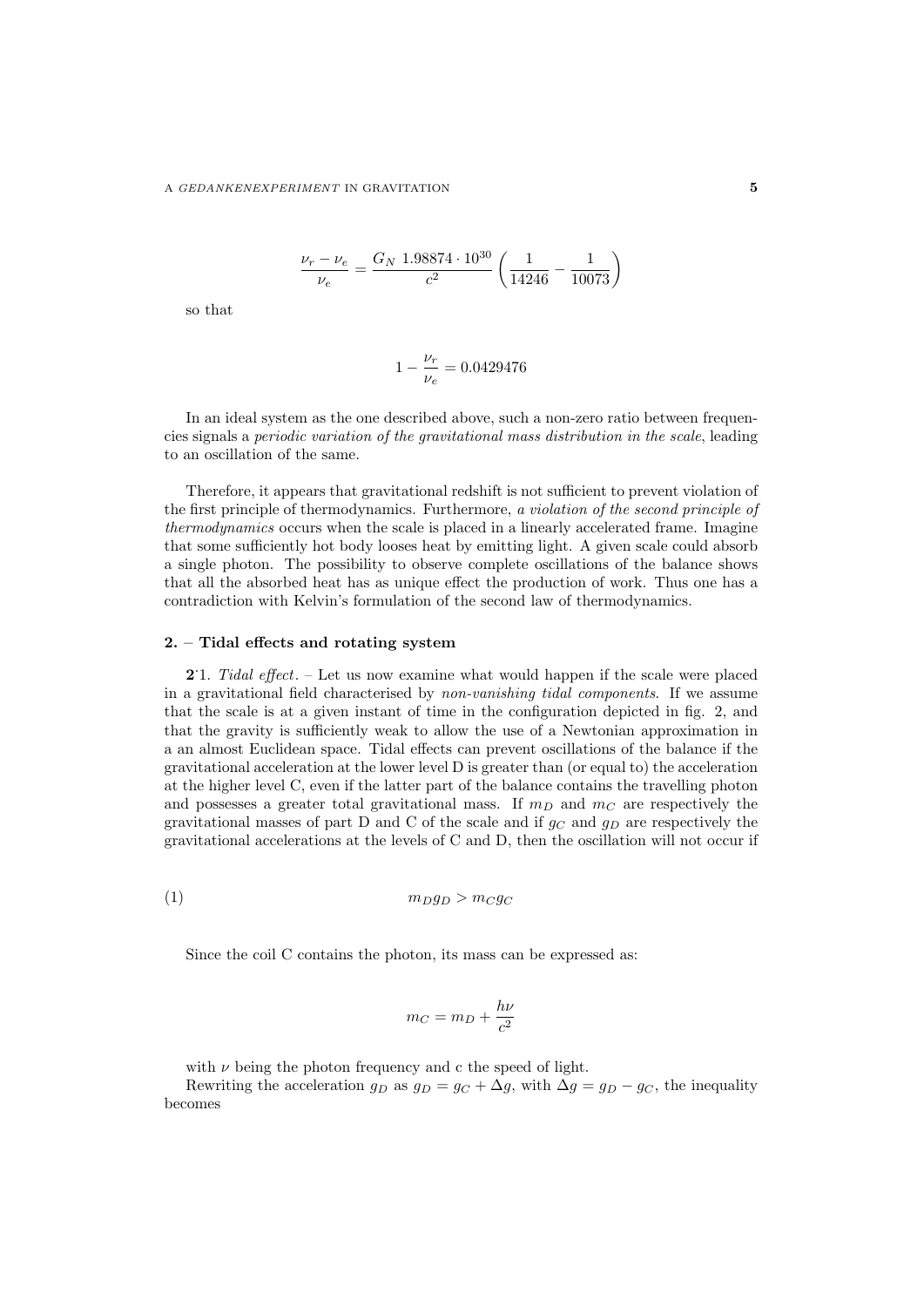$$\frac{\nu_r - \nu_e}{\nu_e} = \frac{G_N \ 1.98874 \cdot 10^{30}}{c^2} \left( \frac{1}{14246} - \frac{1}{10073} \right)$$

so that

$$1 - \frac{\nu_r}{\nu_e} = 0.0429476$$

In an ideal system as the one described above, such a non-zero ratio between frequencies signals a *periodic variation of the gravitational mass distribution in the scale*, leading to an oscillation of the same.

Therefore, it appears that gravitational redshift is not sufficient to prevent violation of the first principle of thermodynamics. Furthermore, *a violation of the second principle of thermodynamics* occurs when the scale is placed in a linearly accelerated frame. Imagine that some sufficiently hot body looses heat by emitting light. A given scale could absorb a single photon. The possibility to observe complete oscillations of the balance shows that all the absorbed heat has as unique effect the production of work. Thus one has a contradiction with Kelvin's formulation of the second law of thermodynamics.

## 2. – Tidal effects and rotating system

**2**˙1. *Tidal effect*. – Let us now examine what would happen if the scale were placed in a gravitational field characterised by *non-vanishing tidal components*. If we assume that the scale is at a given instant of time in the configuration depicted in fig. 2, and that the gravity is sufficiently weak to allow the use of a Newtonian approximation in a an almost Euclidean space. Tidal effects can prevent oscillations of the balance if the gravitational acceleration at the lower level D is greater than (or equal to) the acceleration at the higher level C, even if the latter part of the balance contains the travelling photon and possesses a greater total gravitational mass. If $m_D$ and $m_C$ are respectively the gravitational masses of part D and C of the scale and if $g_C$ and $g_D$ are respectively the gravitational accelerations at the levels of C and D, then the oscillation will not occur if

$$m_D g_D > m_C g_C \tag{1}$$

Since the coil C contains the photon, its mass can be expressed as:

$$m_C = m_D + \frac{h\nu}{c^2}$$

with $\nu$ being the photon frequency and c the speed of light.

Rewriting the acceleration $g_D$ as $g_D = g_C + \Delta g$, with $\Delta g = g_D - g_C$, the inequality becomes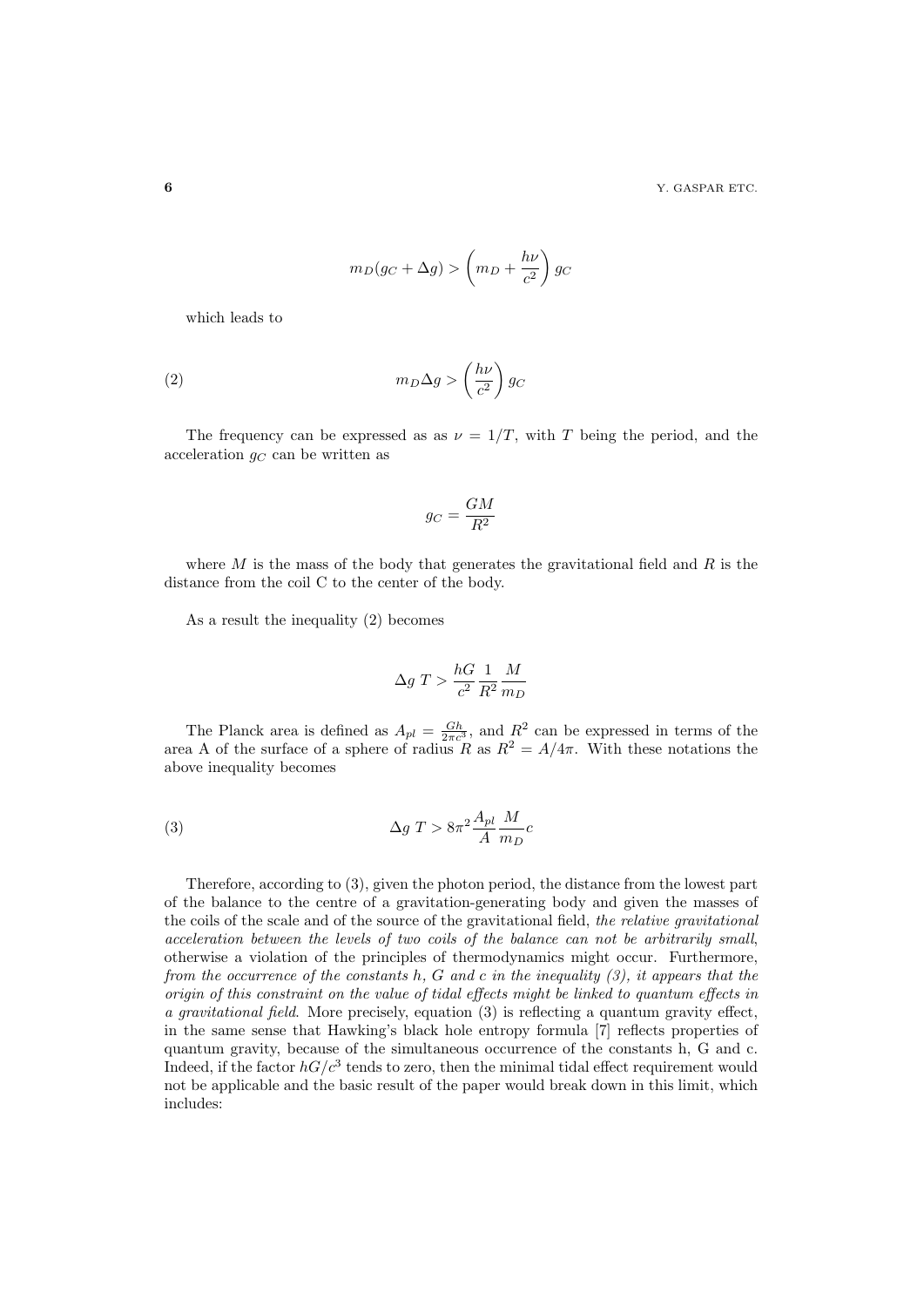$$m_D(g_C + \Delta g) > \left(m_D + \frac{h\nu}{c^2}\right) g_C$$

which leads to

$$m_D \Delta g > \left(\frac{h\nu}{c^2}\right) g_C \tag{2}$$

The frequency can be expressed as as $\nu = 1/T$, with $T$ being the period, and the acceleration $g_C$ can be written as

$$g_C = \frac{GM}{R^2}$$

where $M$ is the mass of the body that generates the gravitational field and $R$ is the distance from the coil C to the center of the body.

As a result the inequality (2) becomes

$$\Delta g \; T > \frac{hG}{c^2} \frac{1}{R^2} \frac{M}{m_D}$$

The Planck area is defined as $A_{pl} = \frac{Gh}{2\pi c^3}$, and $R^2$ can be expressed in terms of the area A of the surface of a sphere of radius $R$ as $R^2 = A/4\pi$. With these notations the above inequality becomes

$$\Delta g \; T > 8\pi^2 \frac{A_{pl}}{A} \frac{M}{m_D} c \tag{3}$$

Therefore, according to (3), given the photon period, the distance from the lowest part of the balance to the centre of a gravitation-generating body and given the masses of the coils of the scale and of the source of the gravitational field, *the relative gravitational acceleration between the levels of two coils of the balance can not be arbitrarily small*, otherwise a violation of the principles of thermodynamics might occur. Furthermore, *from the occurrence of the constants h, G and c in the inequality (3), it appears that the origin of this constraint on the value of tidal effects might be linked to quantum effects in a gravitational field*. More precisely, equation (3) is reflecting a quantum gravity effect, in the same sense that Hawking's black hole entropy formula [7] reflects properties of quantum gravity, because of the simultaneous occurrence of the constants h, G and c. Indeed, if the factor $hG/c^3$ tends to zero, then the minimal tidal effect requirement would not be applicable and the basic result of the paper would break down in this limit, which includes: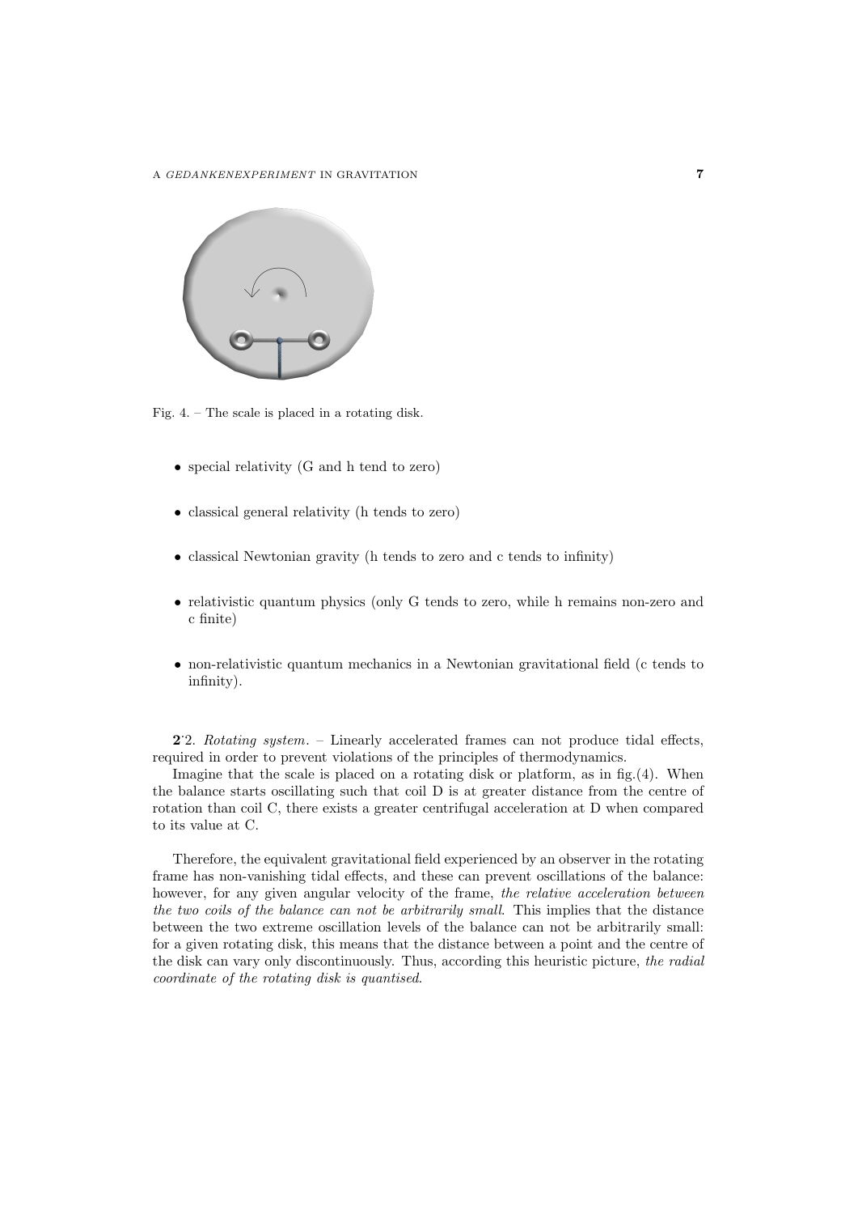Fig. 4. – The scale is placed in a rotating disk.

- special relativity (G and h tend to zero)
- classical general relativity (h tends to zero)
- classical Newtonian gravity (h tends to zero and c tends to infinity)
- relativistic quantum physics (only G tends to zero, while h remains non-zero and c finite)
- non-relativistic quantum mechanics in a Newtonian gravitational field (c tends to infinity).

**2**˙2. *Rotating system*. – Linearly accelerated frames can not produce tidal effects, required in order to prevent violations of the principles of thermodynamics.

Imagine that the scale is placed on a rotating disk or platform, as in fig.(4). When the balance starts oscillating such that coil D is at greater distance from the centre of rotation than coil C, there exists a greater centrifugal acceleration at D when compared to its value at C.

Therefore, the equivalent gravitational field experienced by an observer in the rotating frame has non-vanishing tidal effects, and these can prevent oscillations of the balance: however, for any given angular velocity of the frame, *the relative acceleration between the two coils of the balance can not be arbitrarily small*. This implies that the distance between the two extreme oscillation levels of the balance can not be arbitrarily small: for a given rotating disk, this means that the distance between a point and the centre of the disk can vary only discontinuously. Thus, according this heuristic picture, *the radial coordinate of the rotating disk is quantised*.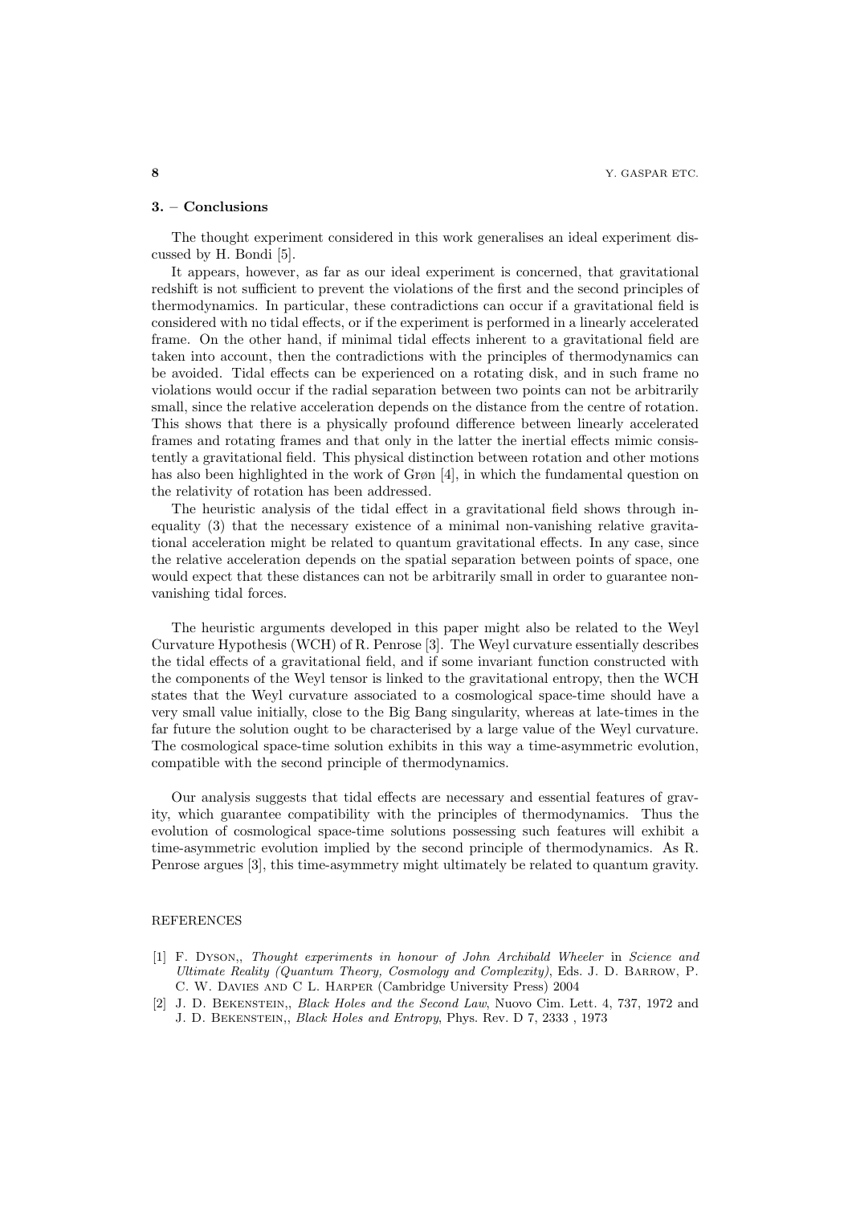## 3. – Conclusions

The thought experiment considered in this work generalises an ideal experiment discussed by H. Bondi [5].

It appears, however, as far as our ideal experiment is concerned, that gravitational redshift is not sufficient to prevent the violations of the first and the second principles of thermodynamics. In particular, these contradictions can occur if a gravitational field is considered with no tidal effects, or if the experiment is performed in a linearly accelerated frame. On the other hand, if minimal tidal effects inherent to a gravitational field are taken into account, then the contradictions with the principles of thermodynamics can be avoided. Tidal effects can be experienced on a rotating disk, and in such frame no violations would occur if the radial separation between two points can not be arbitrarily small, since the relative acceleration depends on the distance from the centre of rotation. This shows that there is a physically profound difference between linearly accelerated frames and rotating frames and that only in the latter the inertial effects mimic consistently a gravitational field. This physical distinction between rotation and other motions has also been highlighted in the work of Grøn [4], in which the fundamental question on the relativity of rotation has been addressed.

The heuristic analysis of the tidal effect in a gravitational field shows through inequality (3) that the necessary existence of a minimal non-vanishing relative gravitational acceleration might be related to quantum gravitational effects. In any case, since the relative acceleration depends on the spatial separation between points of space, one would expect that these distances can not be arbitrarily small in order to guarantee non-vanishing tidal forces.

The heuristic arguments developed in this paper might also be related to the Weyl Curvature Hypothesis (WCH) of R. Penrose [3]. The Weyl curvature essentially describes the tidal effects of a gravitational field, and if some invariant function constructed with the components of the Weyl tensor is linked to the gravitational entropy, then the WCH states that the Weyl curvature associated to a cosmological space-time should have a very small value initially, close to the Big Bang singularity, whereas at late-times in the far future the solution ought to be characterised by a large value of the Weyl curvature. The cosmological space-time solution exhibits in this way a time-asymmetric evolution, compatible with the second principle of thermodynamics.

Our analysis suggests that tidal effects are necessary and essential features of gravity, which guarantee compatibility with the principles of thermodynamics. Thus the evolution of cosmological space-time solutions possessing such features will exhibit a time-asymmetric evolution implied by the second principle of thermodynamics. As R. Penrose argues [3], this time-asymmetry might ultimately be related to quantum gravity.

REFERENCES

[1] F. Dyson,, *Thought experiments in honour of John Archibald Wheeler* in *Science and Ultimate Reality (Quantum Theory, Cosmology and Complexity)*, Eds. J. D. Barrow, P. C. W. Davies and C L. Harper (Cambridge University Press) 2004

[2] J. D. Bekenstein,, *Black Holes and the Second Law*, Nuovo Cim. Lett. 4, 737, 1972 and J. D. Bekenstein,, *Black Holes and Entropy*, Phys. Rev. D 7, 2333 , 1973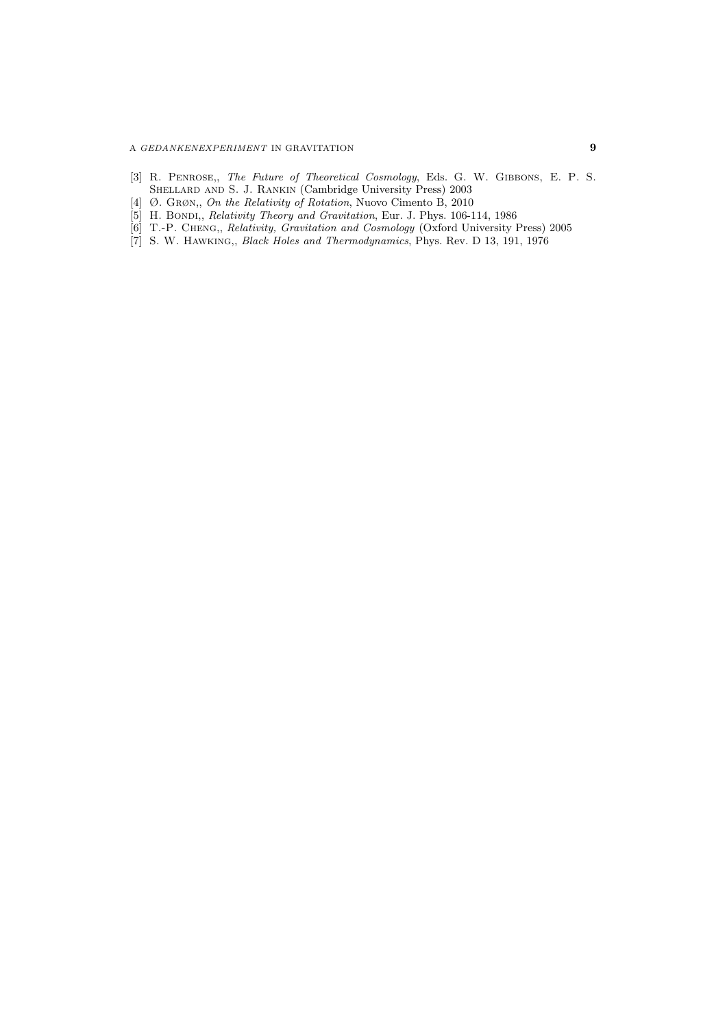[3] R. Penrose,, *The Future of Theoretical Cosmology*, Eds. G. W. Gibbons, E. P. S. Shellard and S. J. Rankin (Cambridge University Press) 2003

[4] Ø. Grøn,, *On the Relativity of Rotation*, Nuovo Cimento B, 2010

[5] H. Bondi,, *Relativity Theory and Gravitation*, Eur. J. Phys. 106-114, 1986

[6] T.-P. Cheng,, *Relativity, Gravitation and Cosmology* (Oxford University Press) 2005

[7] S. W. Hawking,, *Black Holes and Thermodynamics*, Phys. Rev. D 13, 191, 1976